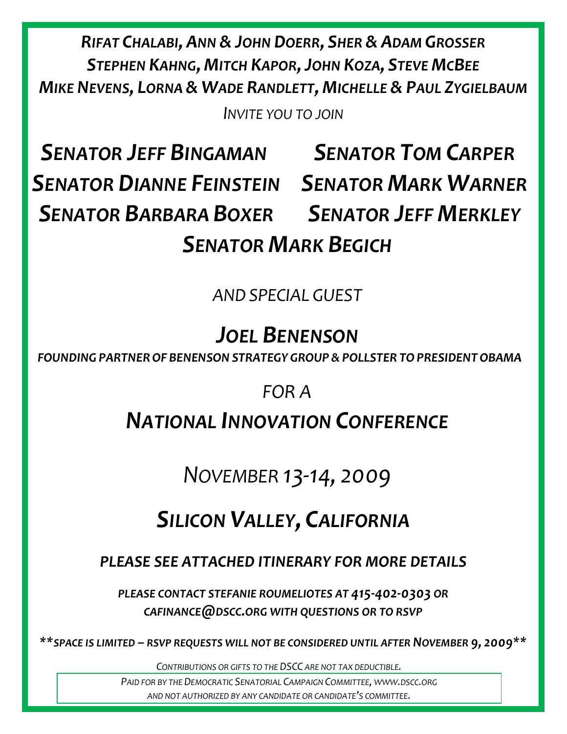***Rifat Chalabi, Ann & John Doerr, Sher & Adam Grosser***
***Stephen Kahng, Mitch Kapor, John Koza, Steve McBee***
***Mike Nevens, Lorna & Wade Randlett, Michelle & Paul Zygielbaum***

*Invite you to join*

## *Senator Jeff Bingaman*
## *Senator Tom Carper*
## *Senator Dianne Feinstein*
## *Senator Mark Warner*
## *Senator Barbara Boxer*
## *Senator Jeff Merkley*
## *Senator Mark Begich*

*And special guest*

## *Joel Benenson*

***Founding Partner of Benenson Strategy Group & Pollster to President Obama***

*For a*

# *National Innovation Conference*

## *November 13-14, 2009*

## *Silicon Valley, California*

***Please see attached itinerary for more details***

***Please contact Stefanie Roumeliotes at 415-402-0303 or cafinance@dscc.org with questions or to RSVP***

***\*\*Space is limited – RSVP requests will not be considered until after November 9, 2009\*\****

*Contributions or gifts to the DSCC are not tax deductible.*

*Paid for by the Democratic Senatorial Campaign Committee, www.dscc.org and not authorized by any candidate or candidate's committee.*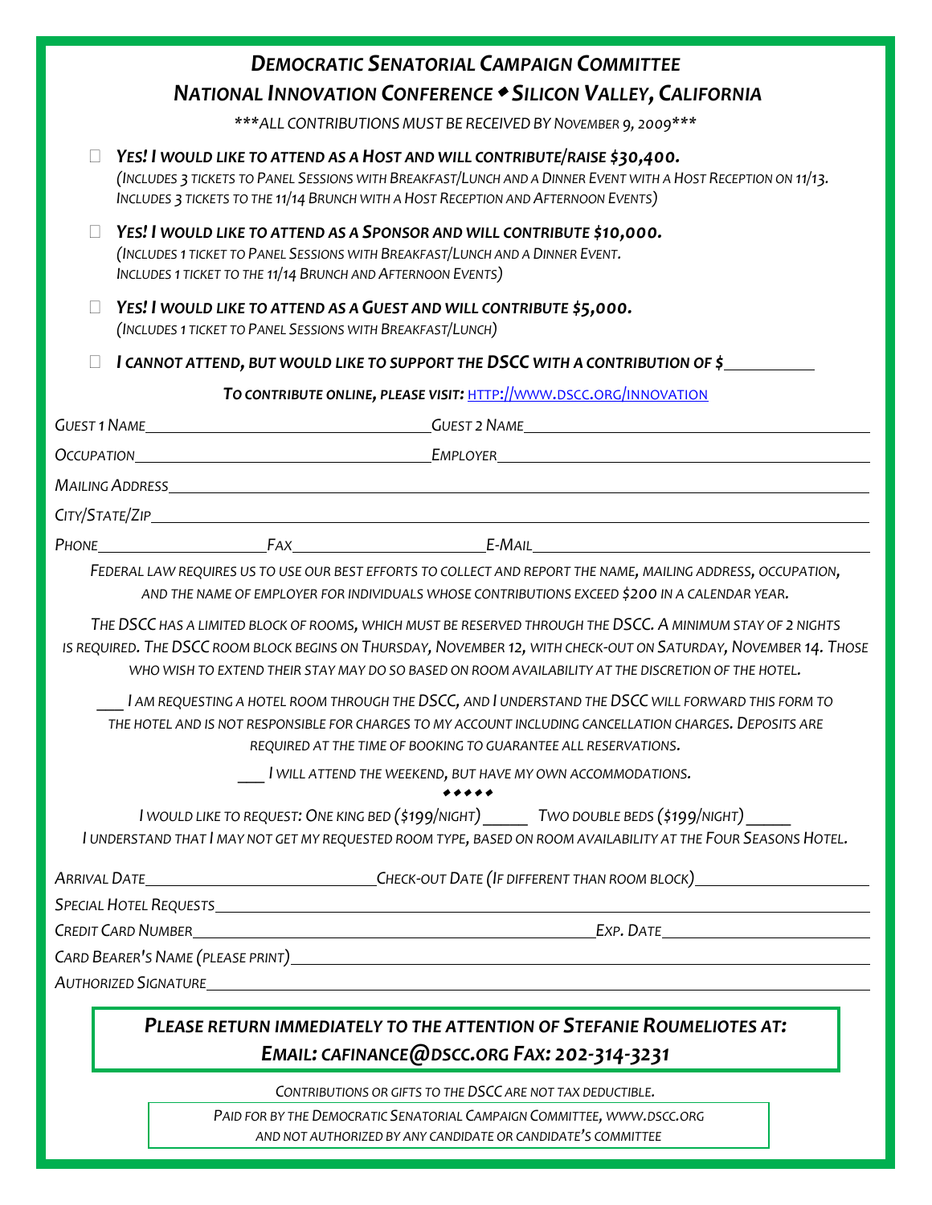# *Democratic Senatorial Campaign Committee*

## *National Innovation Conference ◆ Silicon Valley, California*

*\*\*\*All contributions must be received by November 9, 2009\*\*\**

- ☐ ***Yes! I would like to attend as a Host and will contribute/raise $30,400.***
  *(Includes 3 tickets to Panel Sessions with Breakfast/Lunch and a Dinner Event with a Host Reception on 11/13. Includes 3 tickets to the 11/14 Brunch with a Host Reception and Afternoon Events)*

- ☐ ***Yes! I would like to attend as a Sponsor and will contribute $10,000.***
  *(Includes 1 ticket to Panel Sessions with Breakfast/Lunch and a Dinner Event. Includes 1 ticket to the 11/14 Brunch and Afternoon Events)*

- ☐ ***Yes! I would like to attend as a Guest and will contribute $5,000.***
  *(Includes 1 ticket to Panel Sessions with Breakfast/Lunch)*

- ☐ ***I cannot attend, but would like to support the DSCC with a contribution of $__________***

***To contribute online, please visit:*** [http://www.dscc.org/innovation](http://www.dscc.org/innovation)

*Guest 1 Name*______________________ *Guest 2 Name*______________________

*Occupation*______________________ *Employer*______________________

*Mailing Address*______________________________________________

*City/State/Zip*______________________________________________

*Phone*______________ *Fax*______________ *E-Mail*______________________

*Federal law requires us to use our best efforts to collect and report the name, mailing address, occupation, and the name of employer for individuals whose contributions exceed $200 in a calendar year.*

*The DSCC has a limited block of rooms, which must be reserved through the DSCC. A minimum stay of 2 nights is required. The DSCC room block begins on Thursday, November 12, with check-out on Saturday, November 14. Those who wish to extend their stay may do so based on room availability at the discretion of the hotel.*

*___ I am requesting a hotel room through the DSCC, and I understand the DSCC will forward this form to the hotel and is not responsible for charges to my account including cancellation charges. Deposits are required at the time of booking to guarantee all reservations.*

*___ I will attend the weekend, but have my own accommodations.*

◆◆◆◆◆

*I would like to request: One king bed ($199/night) _____ Two double beds ($199/night) _____*

*I understand that I may not get my requested room type, based on room availability at the Four Seasons Hotel.*

*Arrival Date*______________________ *Check-out Date (If different than room block)*______________________

*Special Hotel Requests*______________________________________________

*Credit Card Number*______________________________ *Exp. Date*______________

*Card Bearer's Name (please print)*______________________________________________

*Authorized Signature*______________________________________________

***Please return immediately to the attention of Stefanie Roumeliotes at:***

***Email: cafinance@dscc.org Fax: 202-314-3231***

*Contributions or gifts to the DSCC are not tax deductible.*

*Paid for by the Democratic Senatorial Campaign Committee, www.dscc.org and not authorized by any candidate or candidate's committee*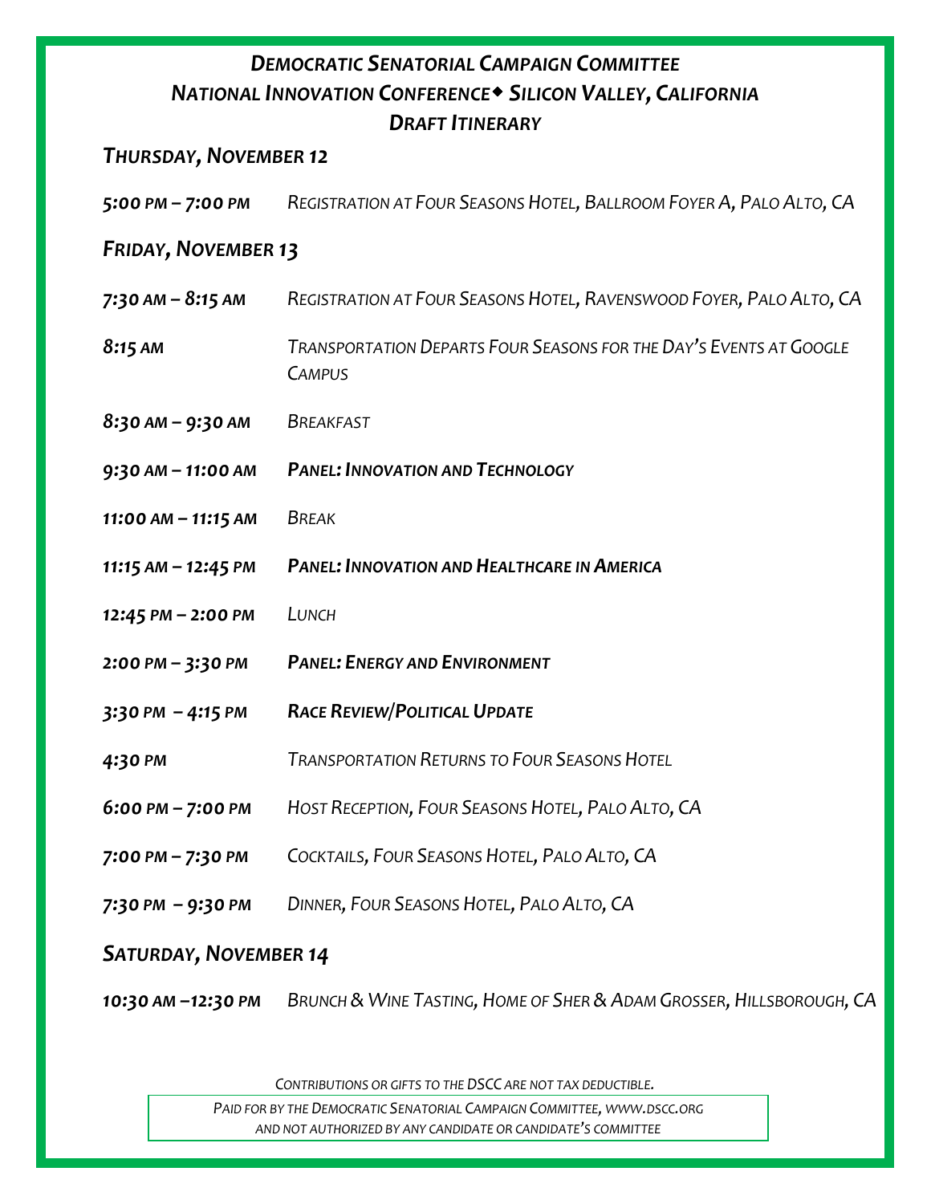# *Democratic Senatorial Campaign Committee*
## *National Innovation Conference ◆ Silicon Valley, California*
### *Draft Itinerary*

## *Thursday, November 12*

| | |
|---|---|
| *5:00 pm – 7:00 pm* | *Registration at Four Seasons Hotel, Ballroom Foyer A, Palo Alto, CA* |

## *Friday, November 13*

| | |
|---|---|
| *7:30 am – 8:15 am* | *Registration at Four Seasons Hotel, Ravenswood Foyer, Palo Alto, CA* |
| *8:15 am* | *Transportation Departs Four Seasons for the Day's Events at Google Campus* |
| *8:30 am – 9:30 am* | *Breakfast* |
| *9:30 am – 11:00 am* | ***Panel: Innovation and Technology*** |
| *11:00 am – 11:15 am* | *Break* |
| *11:15 am – 12:45 pm* | ***Panel: Innovation and Healthcare in America*** |
| *12:45 pm – 2:00 pm* | *Lunch* |
| *2:00 pm – 3:30 pm* | ***Panel: Energy and Environment*** |
| *3:30 pm – 4:15 pm* | ***Race Review/Political Update*** |
| *4:30 pm* | *Transportation Returns to Four Seasons Hotel* |
| *6:00 pm – 7:00 pm* | *Host Reception, Four Seasons Hotel, Palo Alto, CA* |
| *7:00 pm – 7:30 pm* | *Cocktails, Four Seasons Hotel, Palo Alto, CA* |
| *7:30 pm – 9:30 pm* | *Dinner, Four Seasons Hotel, Palo Alto, CA* |

## *Saturday, November 14*

| | |
|---|---|
| *10:30 am –12:30 pm* | *Brunch & Wine Tasting, Home of Sher & Adam Grosser, Hillsborough, CA* |

*Contributions or gifts to the DSCC are not tax deductible.*

*Paid for by the Democratic Senatorial Campaign Committee, www.dscc.org and not authorized by any candidate or candidate's committee*